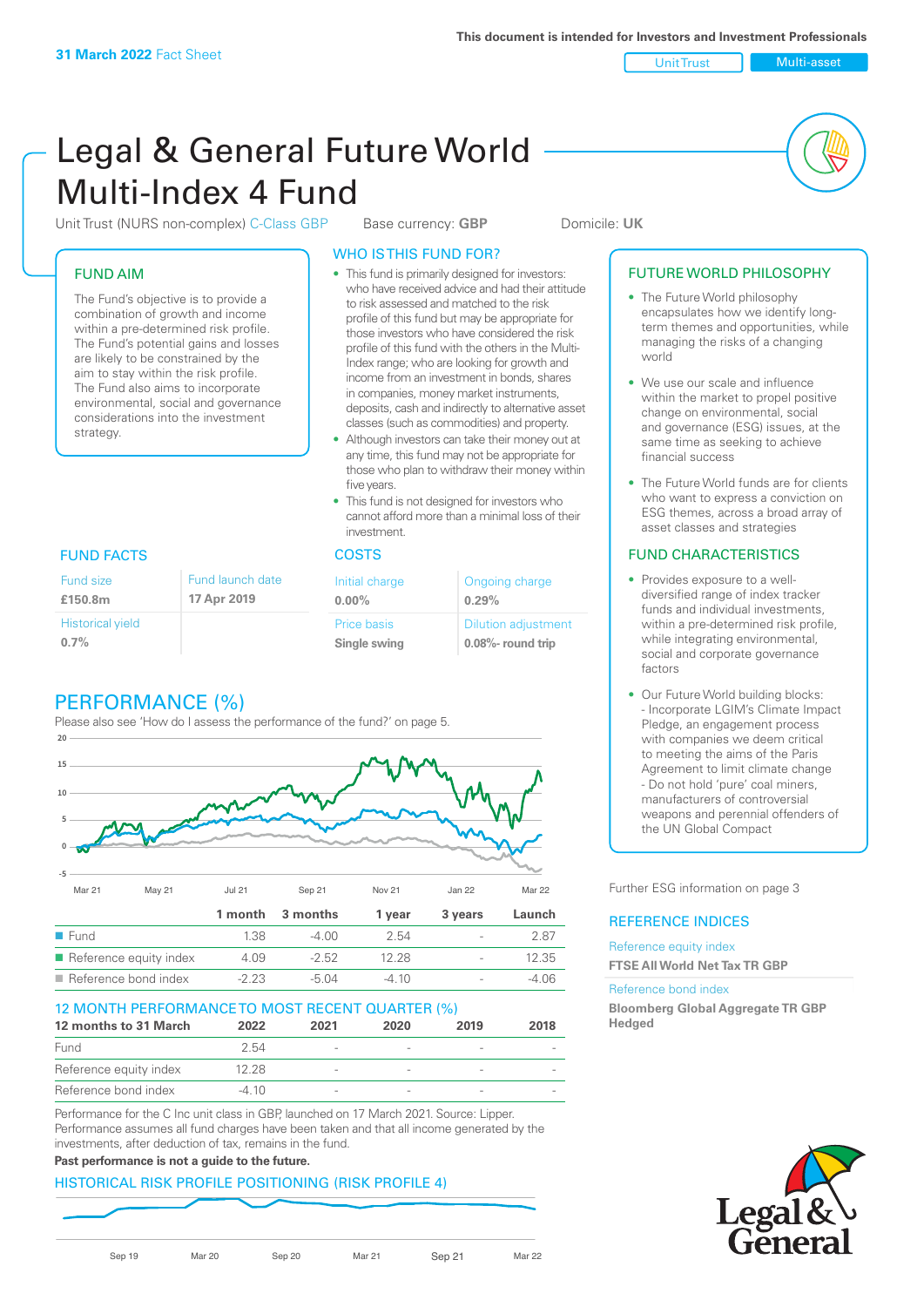**31 March 2022** Fact Sheet

This document is intended for Investors and Investment Professionals

Unit Trust | Multi-asset

# Legal & General Future World Multi-Index 4 Fund

Unit Trust (NURS non-complex) C-Class GBP    Base currency: **GBP**    Domicile: **UK**

## FUND AIM

The Fund's objective is to provide a combination of growth and income within a pre-determined risk profile. The Fund's potential gains and losses are likely to be constrained by the aim to stay within the risk profile. The Fund also aims to incorporate environmental, social and governance considerations into the investment strategy.

## WHO IS THIS FUND FOR?

- This fund is primarily designed for investors: who have received advice and had their attitude to risk assessed and matched to the risk profile of this fund but may be appropriate for those investors who have considered the risk profile of this fund with the others in the Multi-Index range; who are looking for growth and income from an investment in bonds, shares in companies, money market instruments, deposits, cash and indirectly to alternative asset classes (such as commodities) and property.
- Although investors can take their money out at any time, this fund may not be appropriate for those who plan to withdraw their money within five years.
- This fund is not designed for investors who cannot afford more than a minimal loss of their investment.

## FUTURE WORLD PHILOSOPHY

- The Future World philosophy encapsulates how we identify long-term themes and opportunities, while managing the risks of a changing world
- We use our scale and influence within the market to propel positive change on environmental, social and governance (ESG) issues, at the same time as seeking to achieve financial success
- The Future World funds are for clients who want to express a conviction on ESG themes, across a broad array of asset classes and strategies

## FUND FACTS

| Fund size | Fund launch date |
|---|---|
| **£150.8m** | **17 Apr 2019** |
| Historical yield | |
| **0.7%** | |

## COSTS

| Initial charge | Ongoing charge |
|---|---|
| **0.00%** | **0.29%** |
| Price basis | Dilution adjustment |
| **Single swing** | **0.08%- round trip** |

## FUND CHARACTERISTICS

- Provides exposure to a well-diversified range of index tracker funds and individual investments, within a pre-determined risk profile, while integrating environmental, social and corporate governance factors
- Our Future World building blocks:
  - Incorporate LGIM's Climate Impact Pledge, an engagement process with companies we deem critical to meeting the aims of the Paris Agreement to limit climate change
  - Do not hold 'pure' coal miners, manufacturers of controversial weapons and perennial offenders of the UN Global Compact

Further ESG information on page 3

## REFERENCE INDICES

Reference equity index
**FTSE All World Net Tax TR GBP**

Reference bond index
**Bloomberg Global Aggregate TR GBP Hedged**

## PERFORMANCE (%)

Please also see 'How do I assess the performance of the fund?' on page 5.

| | 1 month | 3 months | 1 year | 3 years | Launch |
|---|---|---|---|---|---|
| Fund | 1.38 | -4.00 | 2.54 | - | 2.87 |
| Reference equity index | 4.09 | -2.52 | 12.28 | - | 12.35 |
| Reference bond index | -2.23 | -5.04 | -4.10 | - | -4.06 |

## 12 MONTH PERFORMANCE TO MOST RECENT QUARTER (%)

| 12 months to 31 March | 2022 | 2021 | 2020 | 2019 | 2018 |
|---|---|---|---|---|---|
| Fund | 2.54 | - | - | - | - |
| Reference equity index | 12.28 | - | - | - | - |
| Reference bond index | -4.10 | - | - | - | - |

Performance for the C Inc unit class in GBP, launched on 17 March 2021. Source: Lipper. Performance assumes all fund charges have been taken and that all income generated by the investments, after deduction of tax, remains in the fund.

**Past performance is not a guide to the future.**

## HISTORICAL RISK PROFILE POSITIONING (RISK PROFILE 4)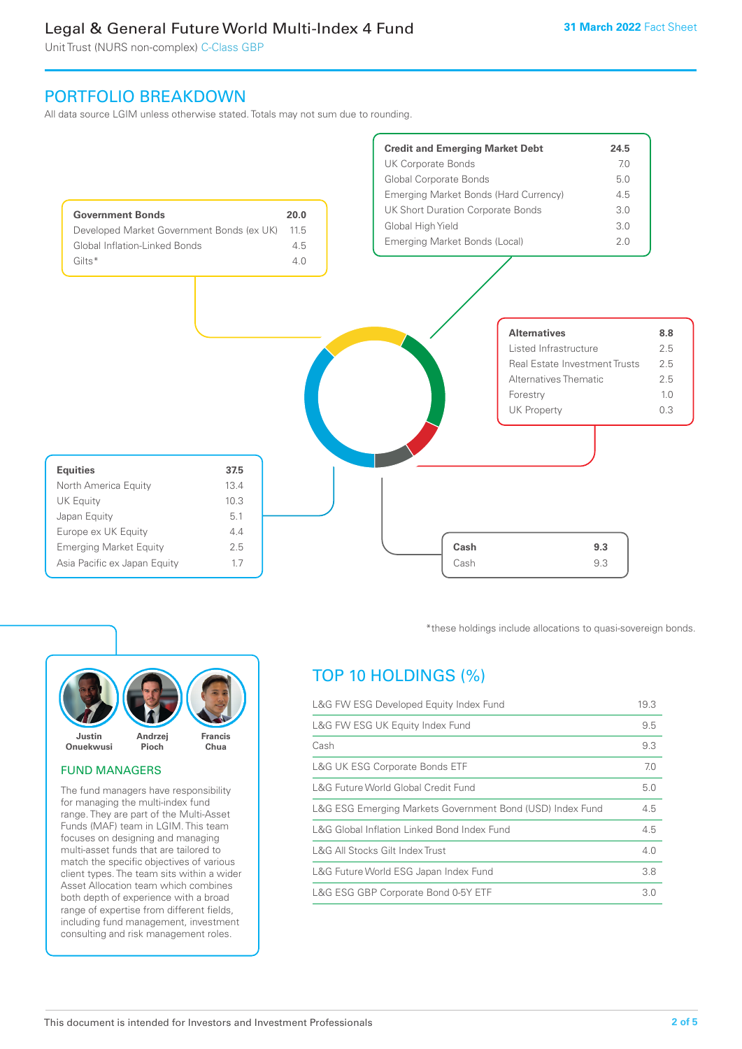# Legal & General Future World Multi-Index 4 Fund

Unit Trust (NURS non-complex) C-Class GBP

31 March 2022 Fact Sheet

## PORTFOLIO BREAKDOWN

All data source LGIM unless otherwise stated. Totals may not sum due to rounding.

| Government Bonds | 20.0 |
|---|---|
| Developed Market Government Bonds (ex UK) | 11.5 |
| Global Inflation-Linked Bonds | 4.5 |
| Gilts* | 4.0 |

| Credit and Emerging Market Debt | 24.5 |
|---|---|
| UK Corporate Bonds | 7.0 |
| Global Corporate Bonds | 5.0 |
| Emerging Market Bonds (Hard Currency) | 4.5 |
| UK Short Duration Corporate Bonds | 3.0 |
| Global High Yield | 3.0 |
| Emerging Market Bonds (Local) | 2.0 |

| Alternatives | 8.8 |
|---|---|
| Listed Infrastructure | 2.5 |
| Real Estate Investment Trusts | 2.5 |
| Alternatives Thematic | 2.5 |
| Forestry | 1.0 |
| UK Property | 0.3 |

| Equities | 37.5 |
|---|---|
| North America Equity | 13.4 |
| UK Equity | 10.3 |
| Japan Equity | 5.1 |
| Europe ex UK Equity | 4.4 |
| Emerging Market Equity | 2.5 |
| Asia Pacific ex Japan Equity | 1.7 |

| Cash | 9.3 |
|---|---|
| Cash | 9.3 |

*these holdings include allocations to quasi-sovereign bonds.

Justin Onuekwusi, Andrzej Pioch, Francis Chua

### FUND MANAGERS

The fund managers have responsibility for managing the multi-index fund range. They are part of the Multi-Asset Funds (MAF) team in LGIM. This team focuses on designing and managing multi-asset funds that are tailored to match the specific objectives of various client types. The team sits within a wider Asset Allocation team which combines both depth of experience with a broad range of expertise from different fields, including fund management, investment consulting and risk management roles.

## TOP 10 HOLDINGS (%)

| Holding | % |
|---|---|
| L&G FW ESG Developed Equity Index Fund | 19.3 |
| L&G FW ESG UK Equity Index Fund | 9.5 |
| Cash | 9.3 |
| L&G UK ESG Corporate Bonds ETF | 7.0 |
| L&G Future World Global Credit Fund | 5.0 |
| L&G ESG Emerging Markets Government Bond (USD) Index Fund | 4.5 |
| L&G Global Inflation Linked Bond Index Fund | 4.5 |
| L&G All Stocks Gilt Index Trust | 4.0 |
| L&G Future World ESG Japan Index Fund | 3.8 |
| L&G ESG GBP Corporate Bond 0-5Y ETF | 3.0 |

This document is intended for Investors and Investment Professionals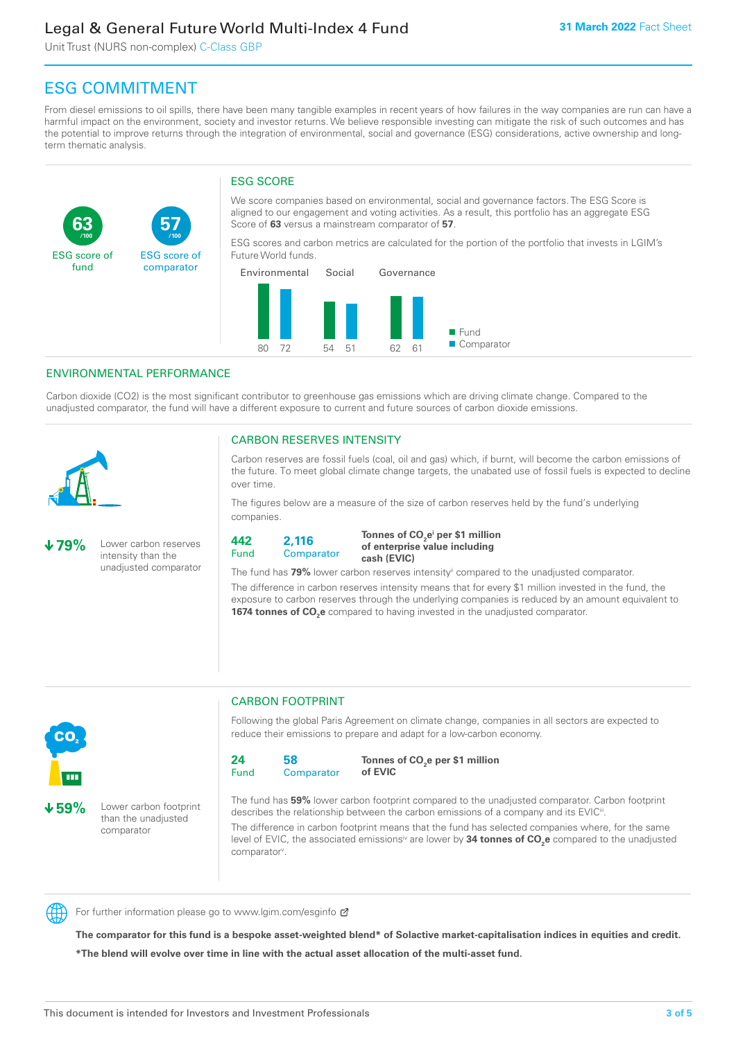# ESG COMMITMENT

From diesel emissions to oil spills, there have been many tangible examples in recent years of how failures in the way companies are run can have a harmful impact on the environment, society and investor returns. We believe responsible investing can mitigate the risk of such outcomes and has the potential to improve returns through the integration of environmental, social and governance (ESG) considerations, active ownership and long-term thematic analysis.

**63** /100 ESG score of fund

**57** /100 ESG score of comparator

## ESG SCORE

We score companies based on environmental, social and governance factors. The ESG Score is aligned to our engagement and voting activities. As a result, this portfolio has an aggregate ESG Score of **63** versus a mainstream comparator of **57**.

ESG scores and carbon metrics are calculated for the portion of the portfolio that invests in LGIM's Future World funds.

| | Environmental | Social | Governance |
|---|---|---|---|
| Fund | 80 | 54 | 62 |
| Comparator | 72 | 51 | 61 |

## ENVIRONMENTAL PERFORMANCE

Carbon dioxide (CO2) is the most significant contributor to greenhouse gas emissions which are driving climate change. Compared to the unadjusted comparator, the fund will have a different exposure to current and future sources of carbon dioxide emissions.

**↓79%** Lower carbon reserves intensity than the unadjusted comparator

### CARBON RESERVES INTENSITY

Carbon reserves are fossil fuels (coal, oil and gas) which, if burnt, will become the carbon emissions of the future. To meet global climate change targets, the unabated use of fossil fuels is expected to decline over time.

The figures below are a measure of the size of carbon reserves held by the fund's underlying companies.

**442** Fund **2,116** Comparator **Tonnes of $CO_2e$[i] per $1 million of enterprise value including cash (EVIC)**

The fund has **79%** lower carbon reserves intensity[ii] compared to the unadjusted comparator.

The difference in carbon reserves intensity means that for every $1 million invested in the fund, the exposure to carbon reserves through the underlying companies is reduced by an amount equivalent to **1674 tonnes of $CO_2e$** compared to having invested in the unadjusted comparator.

**↓59%** Lower carbon footprint than the unadjusted comparator

### CARBON FOOTPRINT

Following the global Paris Agreement on climate change, companies in all sectors are expected to reduce their emissions to prepare and adapt for a low-carbon economy.

**24** Fund **58** Comparator **Tonnes of $CO_2e$ per $1 million of EVIC**

The fund has **59%** lower carbon footprint compared to the unadjusted comparator. Carbon footprint describes the relationship between the carbon emissions of a company and its EVIC[iii].

The difference in carbon footprint means that the fund has selected companies where, for the same level of EVIC, the associated emissions[iv] are lower by **34 tonnes of $CO_2e$** compared to the unadjusted comparator[v].

For further information please go to www.lgim.com/esginfo

**The comparator for this fund is a bespoke asset-weighted blend* of Solactive market-capitalisation indices in equities and credit.**

***The blend will evolve over time in line with the actual asset allocation of the multi-asset fund.**

This document is intended for Investors and Investment Professionals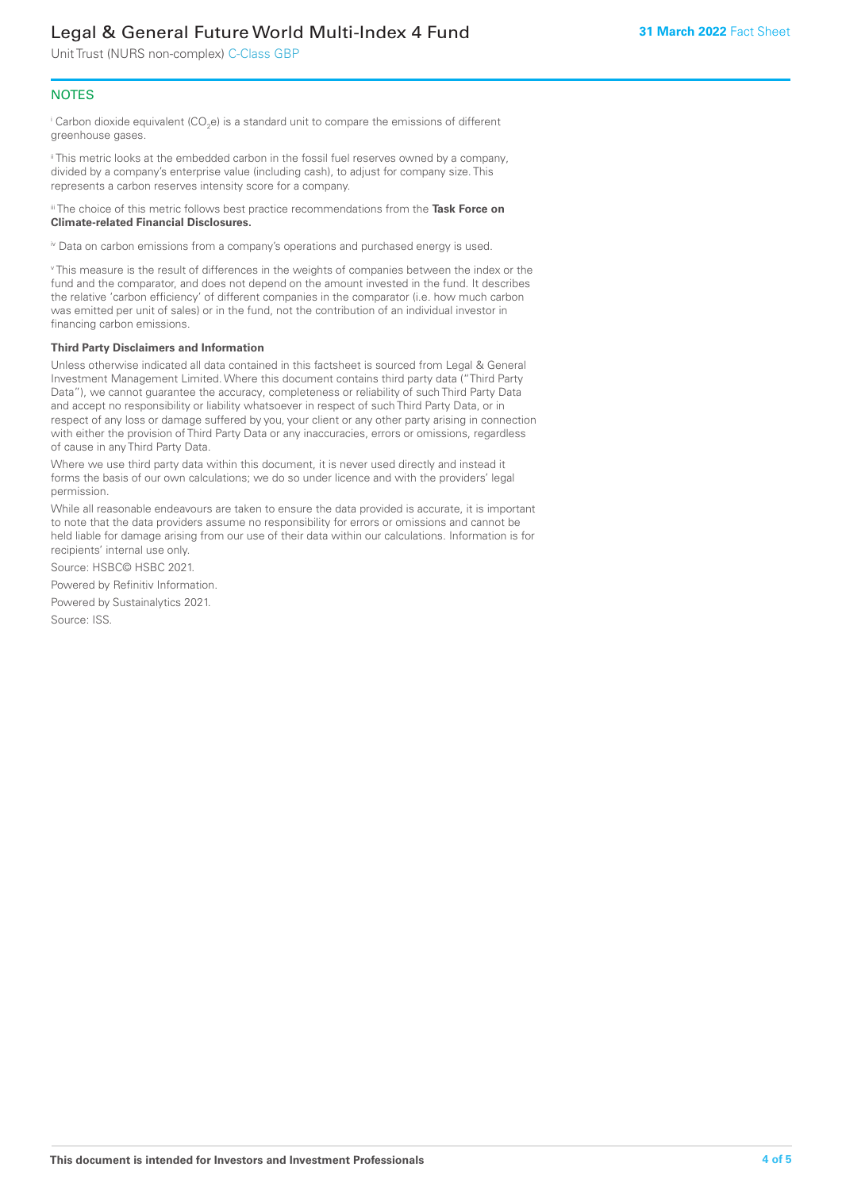## NOTES

[i] Carbon dioxide equivalent ($CO_2e$) is a standard unit to compare the emissions of different greenhouse gases.

[ii] This metric looks at the embedded carbon in the fossil fuel reserves owned by a company, divided by a company's enterprise value (including cash), to adjust for company size. This represents a carbon reserves intensity score for a company.

[iii] The choice of this metric follows best practice recommendations from the **Task Force on Climate-related Financial Disclosures.**

[iv] Data on carbon emissions from a company's operations and purchased energy is used.

[v] This measure is the result of differences in the weights of companies between the index or the fund and the comparator, and does not depend on the amount invested in the fund. It describes the relative 'carbon efficiency' of different companies in the comparator (i.e. how much carbon was emitted per unit of sales) or in the fund, not the contribution of an individual investor in financing carbon emissions.

**Third Party Disclaimers and Information**

Unless otherwise indicated all data contained in this factsheet is sourced from Legal & General Investment Management Limited. Where this document contains third party data ("Third Party Data"), we cannot guarantee the accuracy, completeness or reliability of such Third Party Data and accept no responsibility or liability whatsoever in respect of such Third Party Data, or in respect of any loss or damage suffered by you, your client or any other party arising in connection with either the provision of Third Party Data or any inaccuracies, errors or omissions, regardless of cause in any Third Party Data.

Where we use third party data within this document, it is never used directly and instead it forms the basis of our own calculations; we do so under licence and with the providers' legal permission.

While all reasonable endeavours are taken to ensure the data provided is accurate, it is important to note that the data providers assume no responsibility for errors or omissions and cannot be held liable for damage arising from our use of their data within our calculations. Information is for recipients' internal use only.

Source: HSBC© HSBC 2021.

Powered by Refinitiv Information.

Powered by Sustainalytics 2021.

Source: ISS.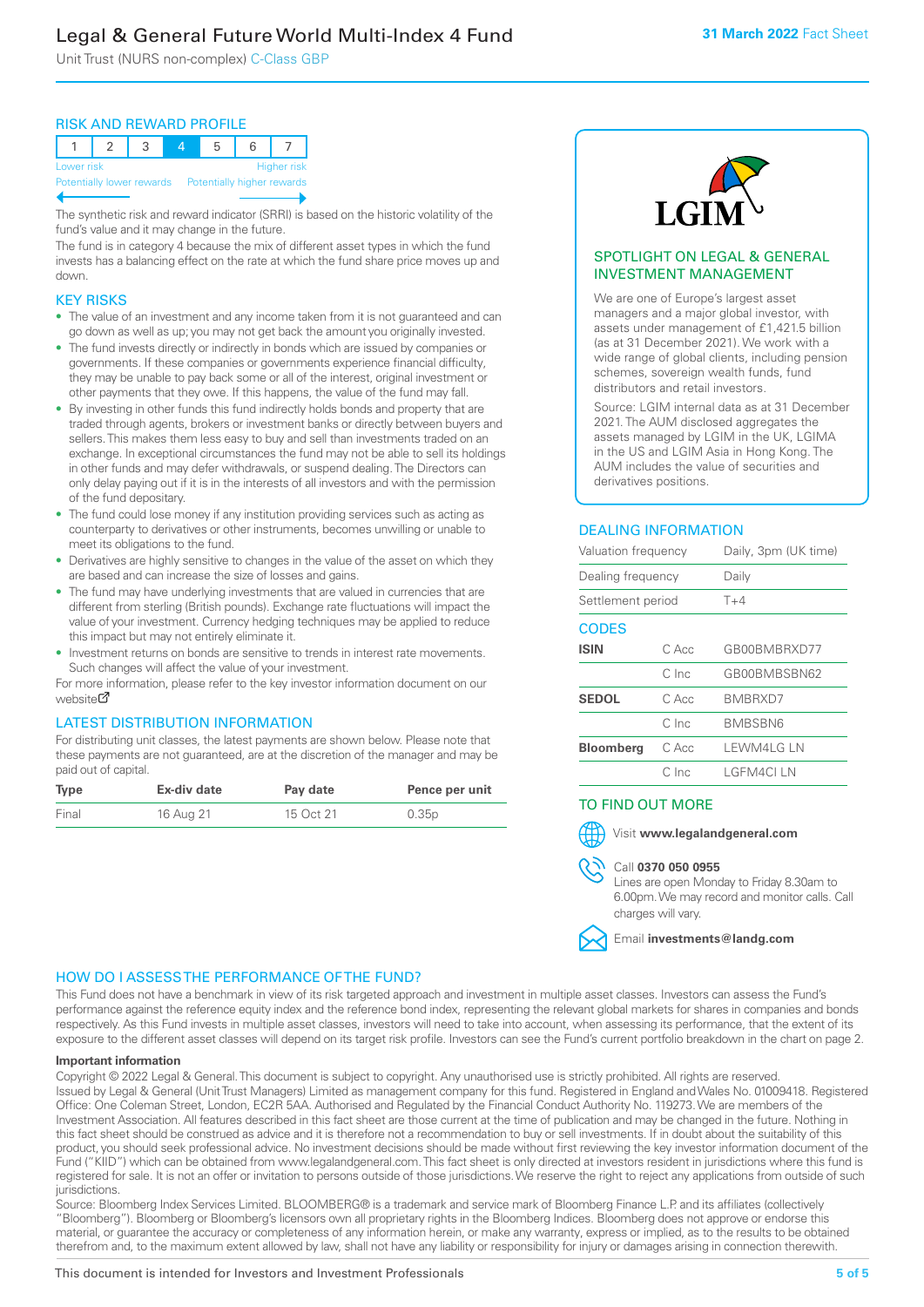# Legal & General Future World Multi-Index 4 Fund

Unit Trust (NURS non-complex) C-Class GBP

**31 March 2022** Fact Sheet

## RISK AND REWARD PROFILE

| 1 | 2 | 3 | 4 | 5 | 6 | 7 |
|---|---|---|---|---|---|---|

Lower risk — Higher risk

Potentially lower rewards — Potentially higher rewards

The synthetic risk and reward indicator (SRRI) is based on the historic volatility of the fund's value and it may change in the future.

The fund is in category 4 because the mix of different asset types in which the fund invests has a balancing effect on the rate at which the fund share price moves up and down.

## KEY RISKS

- The value of an investment and any income taken from it is not guaranteed and can go down as well as up; you may not get back the amount you originally invested.
- The fund invests directly or indirectly in bonds which are issued by companies or governments. If these companies or governments experience financial difficulty, they may be unable to pay back some or all of the interest, original investment or other payments that they owe. If this happens, the value of the fund may fall.
- By investing in other funds this fund indirectly holds bonds and property that are traded through agents, brokers or investment banks or directly between buyers and sellers. This makes them less easy to buy and sell than investments traded on an exchange. In exceptional circumstances the fund may not be able to sell its holdings in other funds and may defer withdrawals, or suspend dealing. The Directors can only delay paying out if it is in the interests of all investors and with the permission of the fund depositary.
- The fund could lose money if any institution providing services such as acting as counterparty to derivatives or other instruments, becomes unwilling or unable to meet its obligations to the fund.
- Derivatives are highly sensitive to changes in the value of the asset on which they are based and can increase the size of losses and gains.
- The fund may have underlying investments that are valued in currencies that are different from sterling (British pounds). Exchange rate fluctuations will impact the value of your investment. Currency hedging techniques may be applied to reduce this impact but may not entirely eliminate it.
- Investment returns on bonds are sensitive to trends in interest rate movements. Such changes will affect the value of your investment.

For more information, please refer to the key investor information document on our website

## LATEST DISTRIBUTION INFORMATION

For distributing unit classes, the latest payments are shown below. Please note that these payments are not guaranteed, are at the discretion of the manager and may be paid out of capital.

| Type | Ex-div date | Pay date | Pence per unit |
|---|---|---|---|
| Final | 16 Aug 21 | 15 Oct 21 | 0.35p |

## SPOTLIGHT ON LEGAL & GENERAL INVESTMENT MANAGEMENT

We are one of Europe's largest asset managers and a major global investor, with assets under management of £1,421.5 billion (as at 31 December 2021). We work with a wide range of global clients, including pension schemes, sovereign wealth funds, fund distributors and retail investors.

Source: LGIM internal data as at 31 December 2021. The AUM disclosed aggregates the assets managed by LGIM in the UK, LGIMA in the US and LGIM Asia in Hong Kong. The AUM includes the value of securities and derivatives positions.

## DEALING INFORMATION

| | |
|---|---|
| Valuation frequency | Daily, 3pm (UK time) |
| Dealing frequency | Daily |
| Settlement period | T+4 |

## CODES

| | | |
|---|---|---|
| **ISIN** | C Acc | GB00BMBRXD77 |
| | C Inc | GB00BMBSBN62 |
| **SEDOL** | C Acc | BMBRXD7 |
| | C Inc | BMBSBN6 |
| **Bloomberg** | C Acc | LEWM4LG LN |
| | C Inc | LGFM4CI LN |

## TO FIND OUT MORE

Visit **www.legalandgeneral.com**

Call **0370 050 0955**
Lines are open Monday to Friday 8.30am to 6.00pm. We may record and monitor calls. Call charges will vary.

Email **investments@landg.com**

## HOW DO I ASSESS THE PERFORMANCE OF THE FUND?

This Fund does not have a benchmark in view of its risk targeted approach and investment in multiple asset classes. Investors can assess the Fund's performance against the reference equity index and the reference bond index, representing the relevant global markets for shares in companies and bonds respectively. As this Fund invests in multiple asset classes, investors will need to take into account, when assessing its performance, that the extent of its exposure to the different asset classes will depend on its target risk profile. Investors can see the Fund's current portfolio breakdown in the chart on page 2.

**Important information**

Copyright © 2022 Legal & General. This document is subject to copyright. Any unauthorised use is strictly prohibited. All rights are reserved.

Issued by Legal & General (Unit Trust Managers) Limited as management company for this fund. Registered in England and Wales No. 01009418. Registered Office: One Coleman Street, London, EC2R 5AA. Authorised and Regulated by the Financial Conduct Authority No. 119273. We are members of the Investment Association. All features described in this fact sheet are those current at the time of publication and may be changed in the future. Nothing in this fact sheet should be construed as advice and it is therefore not a recommendation to buy or sell investments. If in doubt about the suitability of this product, you should seek professional advice. No investment decisions should be made without first reviewing the key investor information document of the Fund ("KIID") which can be obtained from www.legalandgeneral.com. This fact sheet is only directed at investors resident in jurisdictions where this fund is registered for sale. It is not an offer or invitation to persons outside of those jurisdictions. We reserve the right to reject any applications from outside of such jurisdictions.

Source: Bloomberg Index Services Limited. BLOOMBERG® is a trademark and service mark of Bloomberg Finance L.P. and its affiliates (collectively "Bloomberg"). Bloomberg or Bloomberg's licensors own all proprietary rights in the Bloomberg Indices. Bloomberg does not approve or endorse this material, or guarantee the accuracy or completeness of any information herein, or make any warranty, express or implied, as to the results to be obtained therefrom and, to the maximum extent allowed by law, shall not have any liability or responsibility for injury or damages arising in connection therewith.

This document is intended for Investors and Investment Professionals